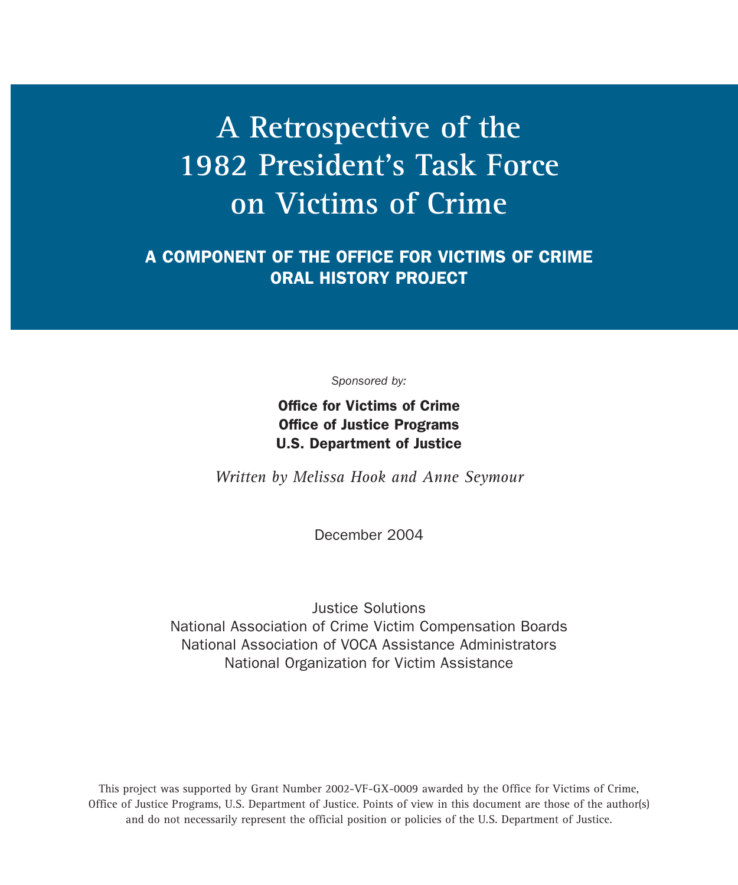# A Retrospective of the 1982 President's Task Force on Victims of Crime

## A COMPONENT OF THE OFFICE FOR VICTIMS OF CRIME ORAL HISTORY PROJECT

*Sponsored by:*

**Office for Victims of Crime**
**Office of Justice Programs**
**U.S. Department of Justice**

*Written by Melissa Hook and Anne Seymour*

December 2004

Justice Solutions
National Association of Crime Victim Compensation Boards
National Association of VOCA Assistance Administrators
National Organization for Victim Assistance

This project was supported by Grant Number 2002-VF-GX-0009 awarded by the Office for Victims of Crime, Office of Justice Programs, U.S. Department of Justice. Points of view in this document are those of the author(s) and do not necessarily represent the official position or policies of the U.S. Department of Justice.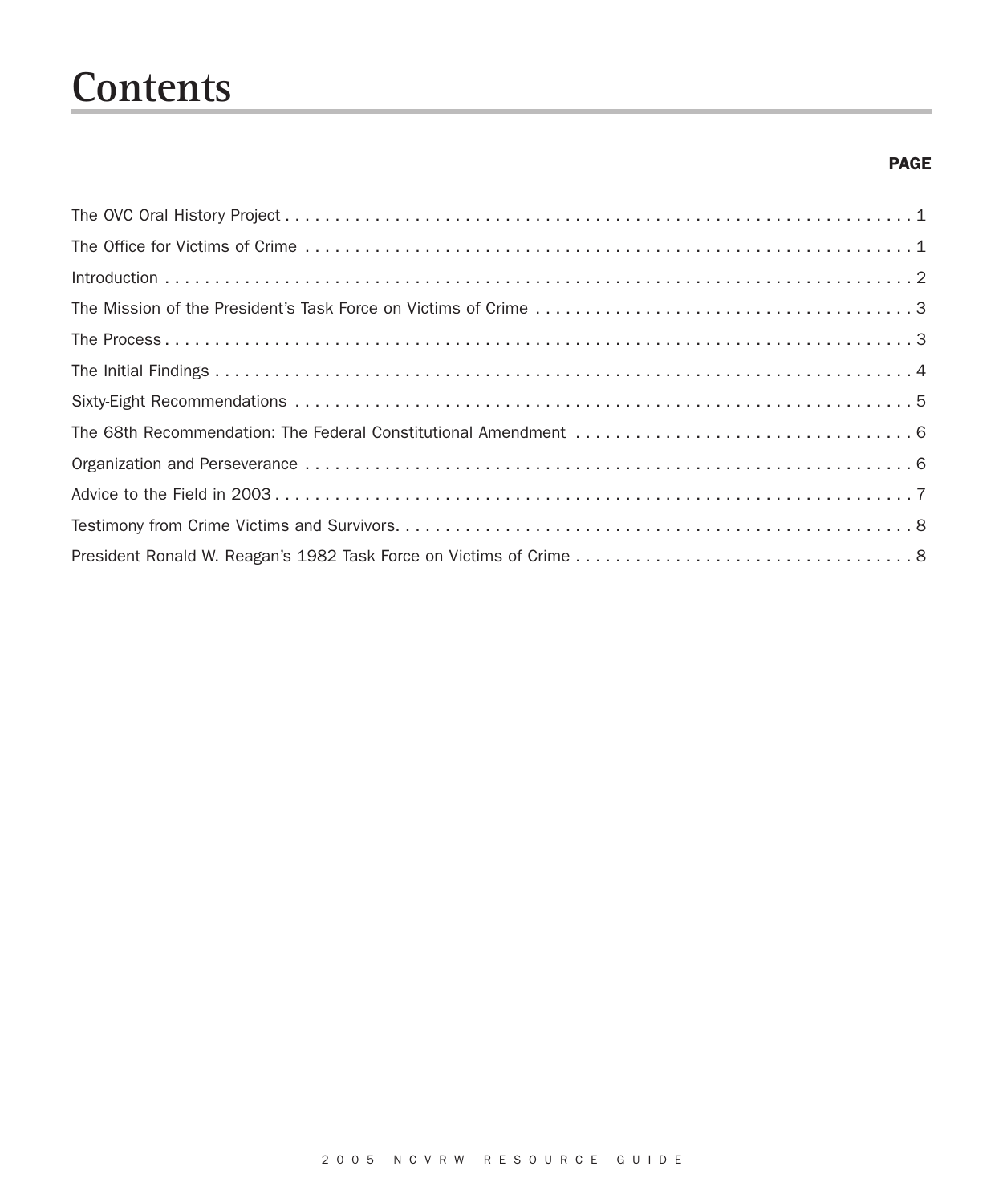# Contents

| | PAGE |
|---|---|
| The OVC Oral History Project | 1 |
| The Office for Victims of Crime | 1 |
| Introduction | 2 |
| The Mission of the President's Task Force on Victims of Crime | 3 |
| The Process | 3 |
| The Initial Findings | 4 |
| Sixty-Eight Recommendations | 5 |
| The 68th Recommendation: The Federal Constitutional Amendment | 6 |
| Organization and Perseverance | 6 |
| Advice to the Field in 2003 | 7 |
| Testimony from Crime Victims and Survivors | 8 |
| President Ronald W. Reagan's 1982 Task Force on Victims of Crime | 8 |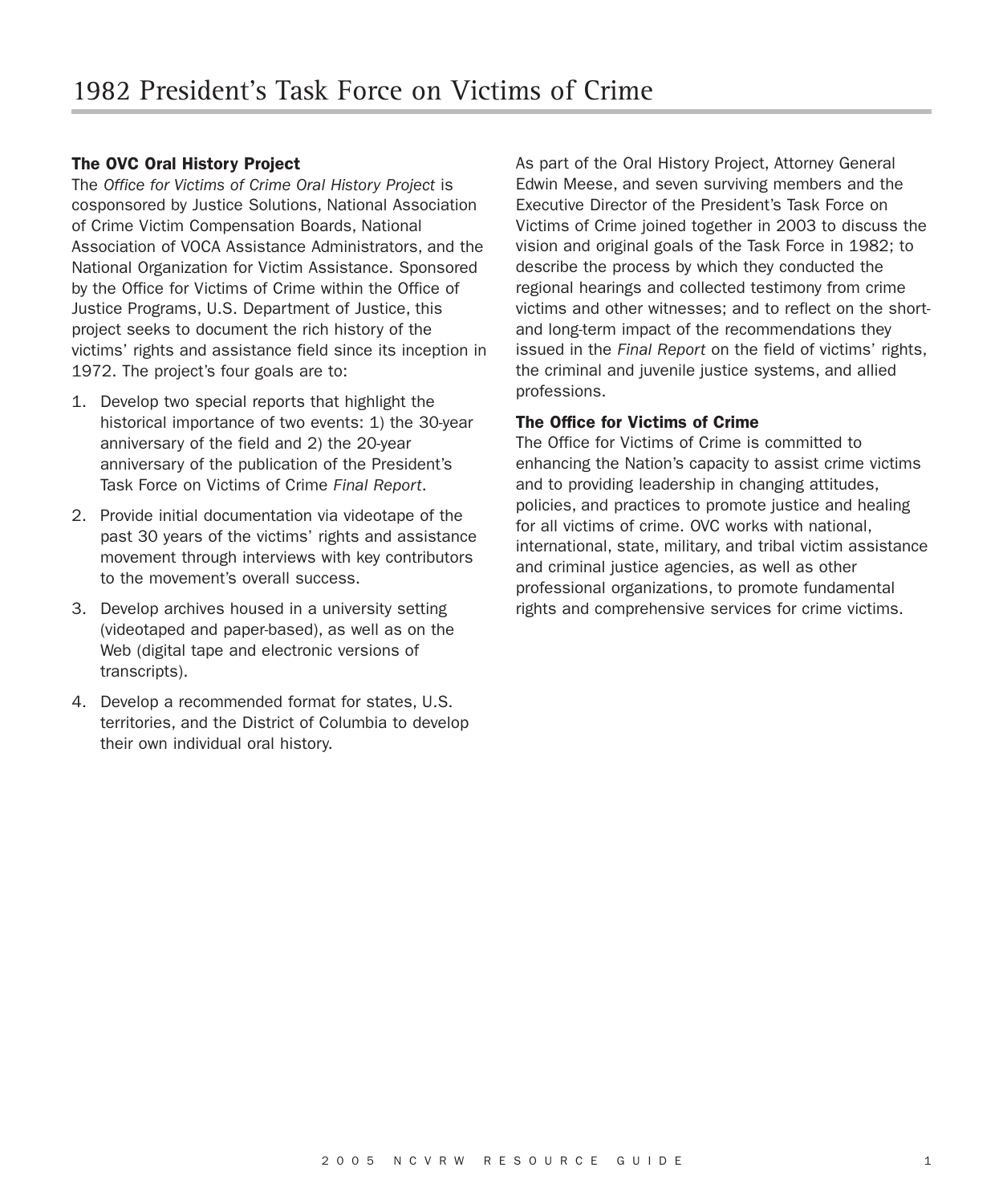# 1982 President's Task Force on Victims of Crime

### The OVC Oral History Project

The *Office for Victims of Crime Oral History Project* is cosponsored by Justice Solutions, National Association of Crime Victim Compensation Boards, National Association of VOCA Assistance Administrators, and the National Organization for Victim Assistance. Sponsored by the Office for Victims of Crime within the Office of Justice Programs, U.S. Department of Justice, this project seeks to document the rich history of the victims' rights and assistance field since its inception in 1972. The project's four goals are to:

1. Develop two special reports that highlight the historical importance of two events: 1) the 30-year anniversary of the field and 2) the 20-year anniversary of the publication of the President's Task Force on Victims of Crime *Final Report*.
2. Provide initial documentation via videotape of the past 30 years of the victims' rights and assistance movement through interviews with key contributors to the movement's overall success.
3. Develop archives housed in a university setting (videotaped and paper-based), as well as on the Web (digital tape and electronic versions of transcripts).
4. Develop a recommended format for states, U.S. territories, and the District of Columbia to develop their own individual oral history.

As part of the Oral History Project, Attorney General Edwin Meese, and seven surviving members and the Executive Director of the President's Task Force on Victims of Crime joined together in 2003 to discuss the vision and original goals of the Task Force in 1982; to describe the process by which they conducted the regional hearings and collected testimony from crime victims and other witnesses; and to reflect on the short- and long-term impact of the recommendations they issued in the *Final Report* on the field of victims' rights, the criminal and juvenile justice systems, and allied professions.

### The Office for Victims of Crime

The Office for Victims of Crime is committed to enhancing the Nation's capacity to assist crime victims and to providing leadership in changing attitudes, policies, and practices to promote justice and healing for all victims of crime. OVC works with national, international, state, military, and tribal victim assistance and criminal justice agencies, as well as other professional organizations, to promote fundamental rights and comprehensive services for crime victims.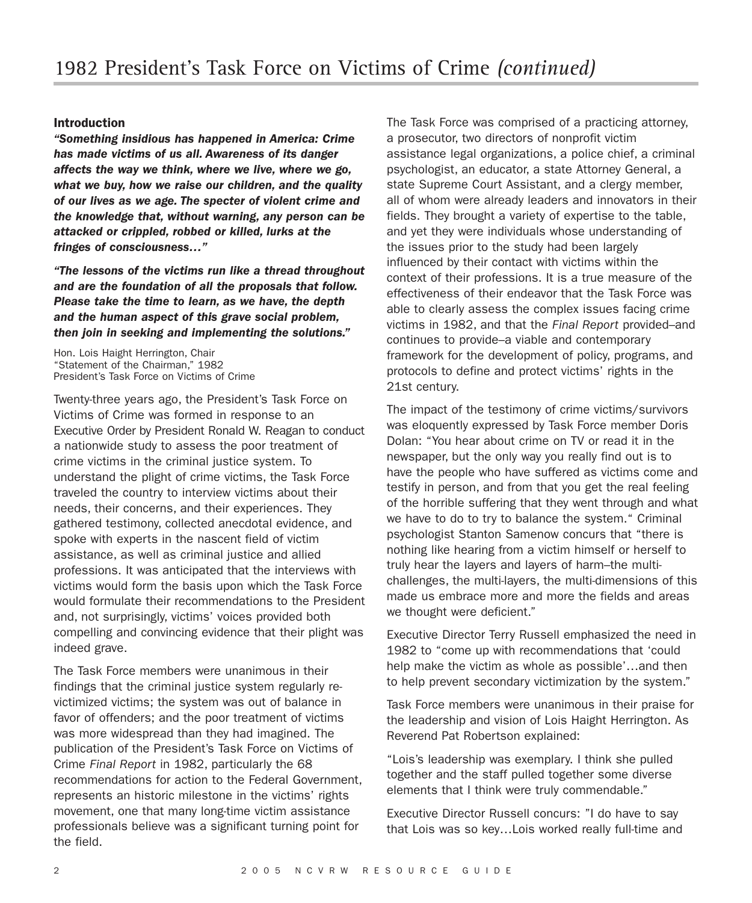# 1982 President's Task Force on Victims of Crime *(continued)*

### Introduction

***"Something insidious has happened in America: Crime has made victims of us all. Awareness of its danger affects the way we think, where we live, where we go, what we buy, how we raise our children, and the quality of our lives as we age. The specter of violent crime and the knowledge that, without warning, any person can be attacked or crippled, robbed or killed, lurks at the fringes of consciousness…"***

***"The lessons of the victims run like a thread throughout and are the foundation of all the proposals that follow. Please take the time to learn, as we have, the depth and the human aspect of this grave social problem, then join in seeking and implementing the solutions."***

Hon. Lois Haight Herrington, Chair
"Statement of the Chairman," 1982
President's Task Force on Victims of Crime

Twenty-three years ago, the President's Task Force on Victims of Crime was formed in response to an Executive Order by President Ronald W. Reagan to conduct a nationwide study to assess the poor treatment of crime victims in the criminal justice system. To understand the plight of crime victims, the Task Force traveled the country to interview victims about their needs, their concerns, and their experiences. They gathered testimony, collected anecdotal evidence, and spoke with experts in the nascent field of victim assistance, as well as criminal justice and allied professions. It was anticipated that the interviews with victims would form the basis upon which the Task Force would formulate their recommendations to the President and, not surprisingly, victims' voices provided both compelling and convincing evidence that their plight was indeed grave.

The Task Force members were unanimous in their findings that the criminal justice system regularly re-victimized victims; the system was out of balance in favor of offenders; and the poor treatment of victims was more widespread than they had imagined. The publication of the President's Task Force on Victims of Crime *Final Report* in 1982, particularly the 68 recommendations for action to the Federal Government, represents an historic milestone in the victims' rights movement, one that many long-time victim assistance professionals believe was a significant turning point for the field.

The Task Force was comprised of a practicing attorney, a prosecutor, two directors of nonprofit victim assistance legal organizations, a police chief, a criminal psychologist, an educator, a state Attorney General, a state Supreme Court Assistant, and a clergy member, all of whom were already leaders and innovators in their fields. They brought a variety of expertise to the table, and yet they were individuals whose understanding of the issues prior to the study had been largely influenced by their contact with victims within the context of their professions. It is a true measure of the effectiveness of their endeavor that the Task Force was able to clearly assess the complex issues facing crime victims in 1982, and that the *Final Report* provided–and continues to provide–a viable and contemporary framework for the development of policy, programs, and protocols to define and protect victims' rights in the 21st century.

The impact of the testimony of crime victims/survivors was eloquently expressed by Task Force member Doris Dolan: "You hear about crime on TV or read it in the newspaper, but the only way you really find out is to have the people who have suffered as victims come and testify in person, and from that you get the real feeling of the horrible suffering that they went through and what we have to do to try to balance the system." Criminal psychologist Stanton Samenow concurs that "there is nothing like hearing from a victim himself or herself to truly hear the layers and layers of harm–the multi-challenges, the multi-layers, the multi-dimensions of this made us embrace more and more the fields and areas we thought were deficient."

Executive Director Terry Russell emphasized the need in 1982 to "come up with recommendations that 'could help make the victim as whole as possible'…and then to help prevent secondary victimization by the system."

Task Force members were unanimous in their praise for the leadership and vision of Lois Haight Herrington. As Reverend Pat Robertson explained:

"Lois's leadership was exemplary. I think she pulled together and the staff pulled together some diverse elements that I think were truly commendable."

Executive Director Russell concurs: "I do have to say that Lois was so key…Lois worked really full-time and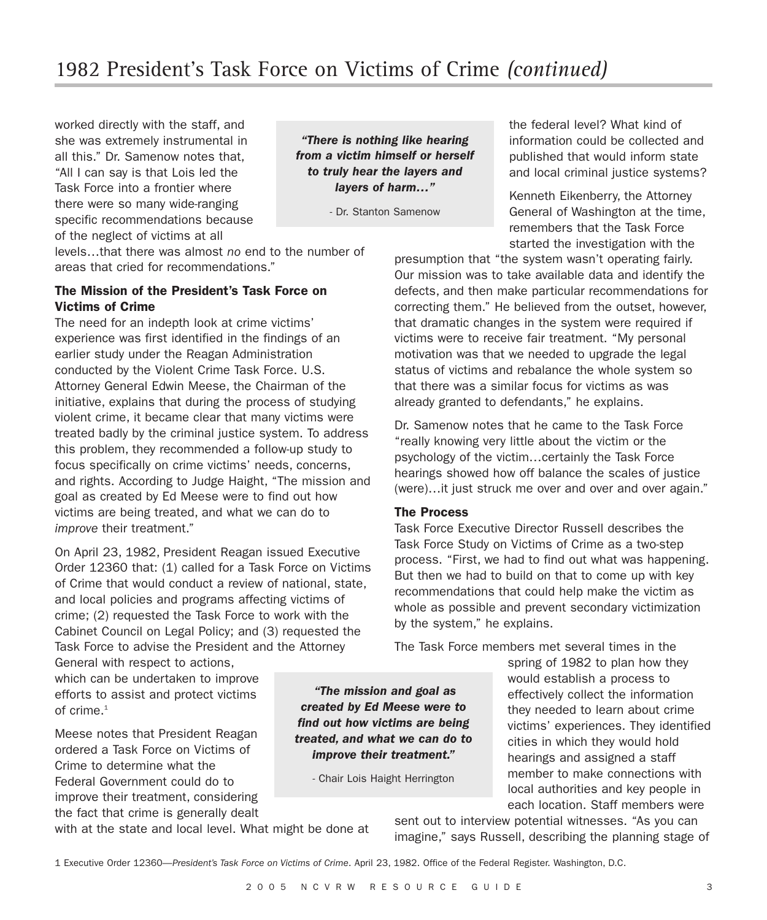# 1982 President's Task Force on Victims of Crime *(continued)*

worked directly with the staff, and she was extremely instrumental in all this." Dr. Samenow notes that, "All I can say is that Lois led the Task Force into a frontier where there were so many wide-ranging specific recommendations because of the neglect of victims at all levels…that there was almost *no* end to the number of areas that cried for recommendations."

> ***"There is nothing like hearing from a victim himself or herself to truly hear the layers and layers of harm…"***
>
> \- Dr. Stanton Samenow

### The Mission of the President's Task Force on Victims of Crime

The need for an indepth look at crime victims' experience was first identified in the findings of an earlier study under the Reagan Administration conducted by the Violent Crime Task Force. U.S. Attorney General Edwin Meese, the Chairman of the initiative, explains that during the process of studying violent crime, it became clear that many victims were treated badly by the criminal justice system. To address this problem, they recommended a follow-up study to focus specifically on crime victims' needs, concerns, and rights. According to Judge Haight, "The mission and goal as created by Ed Meese were to find out how victims are being treated, and what we can do to *improve* their treatment."

On April 23, 1982, President Reagan issued Executive Order 12360 that: (1) called for a Task Force on Victims of Crime that would conduct a review of national, state, and local policies and programs affecting victims of crime; (2) requested the Task Force to work with the Cabinet Council on Legal Policy; and (3) requested the Task Force to advise the President and the Attorney General with respect to actions, which can be undertaken to improve efforts to assist and protect victims of crime.[1]

> ***"The mission and goal as created by Ed Meese were to find out how victims are being treated, and what we can do to improve their treatment."***
>
> \- Chair Lois Haight Herrington

Meese notes that President Reagan ordered a Task Force on Victims of Crime to determine what the Federal Government could do to improve their treatment, considering the fact that crime is generally dealt with at the state and local level. What might be done at the federal level? What kind of information could be collected and published that would inform state and local criminal justice systems?

Kenneth Eikenberry, the Attorney General of Washington at the time, remembers that the Task Force started the investigation with the presumption that "the system wasn't operating fairly. Our mission was to take available data and identify the defects, and then make particular recommendations for correcting them." He believed from the outset, however, that dramatic changes in the system were required if victims were to receive fair treatment. "My personal motivation was that we needed to upgrade the legal status of victims and rebalance the whole system so that there was a similar focus for victims as was already granted to defendants," he explains.

Dr. Samenow notes that he came to the Task Force "really knowing very little about the victim or the psychology of the victim…certainly the Task Force hearings showed how off balance the scales of justice (were)…it just struck me over and over and over again."

### The Process

Task Force Executive Director Russell describes the Task Force Study on Victims of Crime as a two-step process. "First, we had to find out what was happening. But then we had to build on that to come up with key recommendations that could help make the victim as whole as possible and prevent secondary victimization by the system," he explains.

The Task Force members met several times in the spring of 1982 to plan how they would establish a process to effectively collect the information they needed to learn about crime victims' experiences. They identified cities in which they would hold hearings and assigned a staff member to make connections with local authorities and key people in each location. Staff members were sent out to interview potential witnesses. "As you can imagine," says Russell, describing the planning stage of

1 Executive Order 12360—*President's Task Force on Victims of Crime*. April 23, 1982. Office of the Federal Register. Washington, D.C.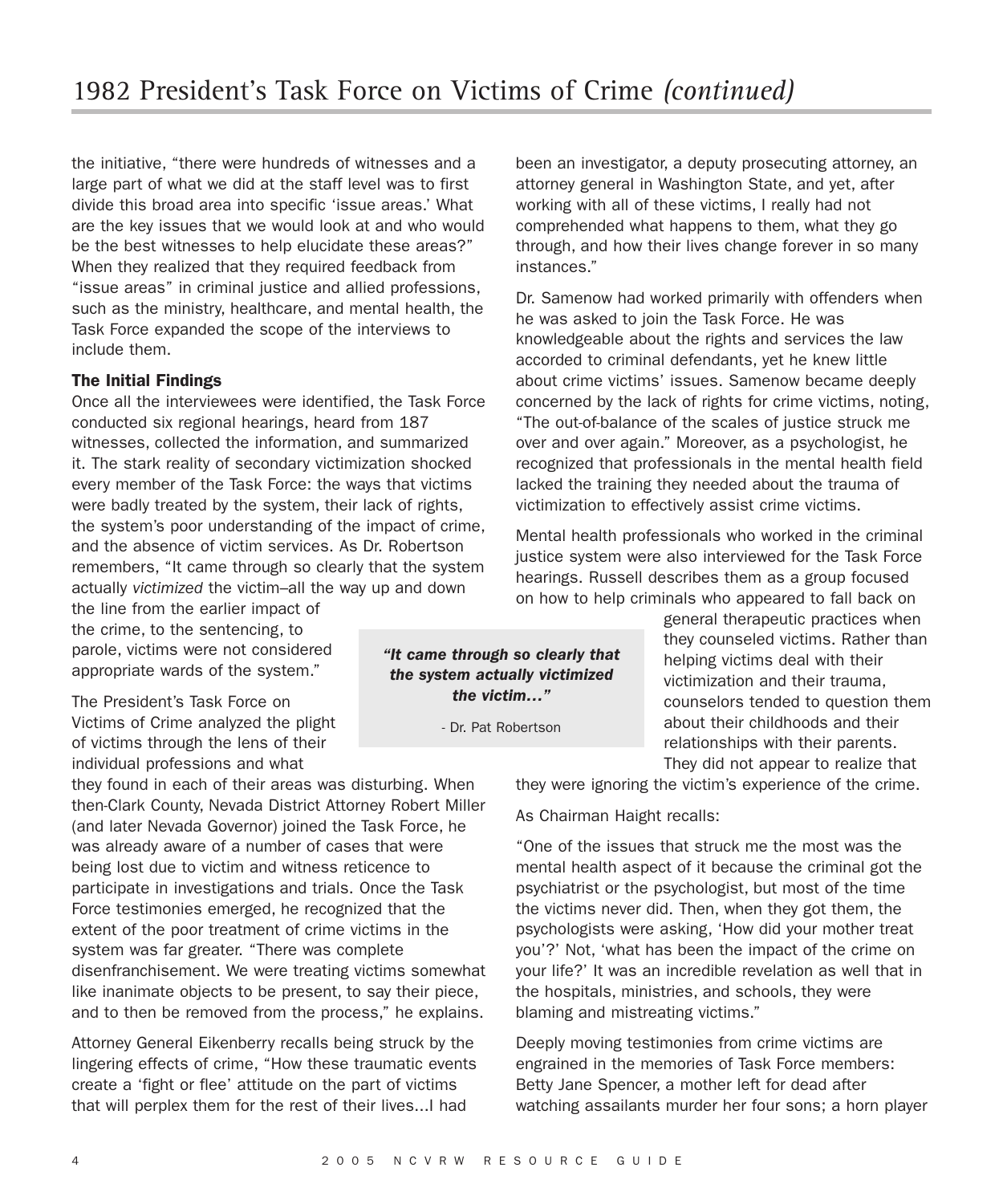# 1982 President's Task Force on Victims of Crime *(continued)*

the initiative, "there were hundreds of witnesses and a large part of what we did at the staff level was to first divide this broad area into specific 'issue areas.' What are the key issues that we would look at and who would be the best witnesses to help elucidate these areas?" When they realized that they required feedback from "issue areas" in criminal justice and allied professions, such as the ministry, healthcare, and mental health, the Task Force expanded the scope of the interviews to include them.

### The Initial Findings

Once all the interviewees were identified, the Task Force conducted six regional hearings, heard from 187 witnesses, collected the information, and summarized it. The stark reality of secondary victimization shocked every member of the Task Force: the ways that victims were badly treated by the system, their lack of rights, the system's poor understanding of the impact of crime, and the absence of victim services. As Dr. Robertson remembers, "It came through so clearly that the system actually *victimized* the victim–all the way up and down the line from the earlier impact of the crime, to the sentencing, to parole, victims were not considered appropriate wards of the system."

> ***"It came through so clearly that the system actually victimized the victim…"***
>
> - Dr. Pat Robertson

The President's Task Force on Victims of Crime analyzed the plight of victims through the lens of their individual professions and what they found in each of their areas was disturbing. When then-Clark County, Nevada District Attorney Robert Miller (and later Nevada Governor) joined the Task Force, he was already aware of a number of cases that were being lost due to victim and witness reticence to participate in investigations and trials. Once the Task Force testimonies emerged, he recognized that the extent of the poor treatment of crime victims in the system was far greater. "There was complete disenfranchisement. We were treating victims somewhat like inanimate objects to be present, to say their piece, and to then be removed from the process," he explains.

Attorney General Eikenberry recalls being struck by the lingering effects of crime, "How these traumatic events create a 'fight or flee' attitude on the part of victims that will perplex them for the rest of their lives…I had been an investigator, a deputy prosecuting attorney, an attorney general in Washington State, and yet, after working with all of these victims, I really had not comprehended what happens to them, what they go through, and how their lives change forever in so many instances."

Dr. Samenow had worked primarily with offenders when he was asked to join the Task Force. He was knowledgeable about the rights and services the law accorded to criminal defendants, yet he knew little about crime victims' issues. Samenow became deeply concerned by the lack of rights for crime victims, noting, "The out-of-balance of the scales of justice struck me over and over again." Moreover, as a psychologist, he recognized that professionals in the mental health field lacked the training they needed about the trauma of victimization to effectively assist crime victims.

Mental health professionals who worked in the criminal justice system were also interviewed for the Task Force hearings. Russell describes them as a group focused on how to help criminals who appeared to fall back on general therapeutic practices when they counseled victims. Rather than helping victims deal with their victimization and their trauma, counselors tended to question them about their childhoods and their relationships with their parents. They did not appear to realize that they were ignoring the victim's experience of the crime.

As Chairman Haight recalls:

"One of the issues that struck me the most was the mental health aspect of it because the criminal got the psychiatrist or the psychologist, but most of the time the victims never did. Then, when they got them, the psychologists were asking, 'How did your mother treat you'?' Not, 'what has been the impact of the crime on your life?' It was an incredible revelation as well that in the hospitals, ministries, and schools, they were blaming and mistreating victims."

Deeply moving testimonies from crime victims are engrained in the memories of Task Force members: Betty Jane Spencer, a mother left for dead after watching assailants murder her four sons; a horn player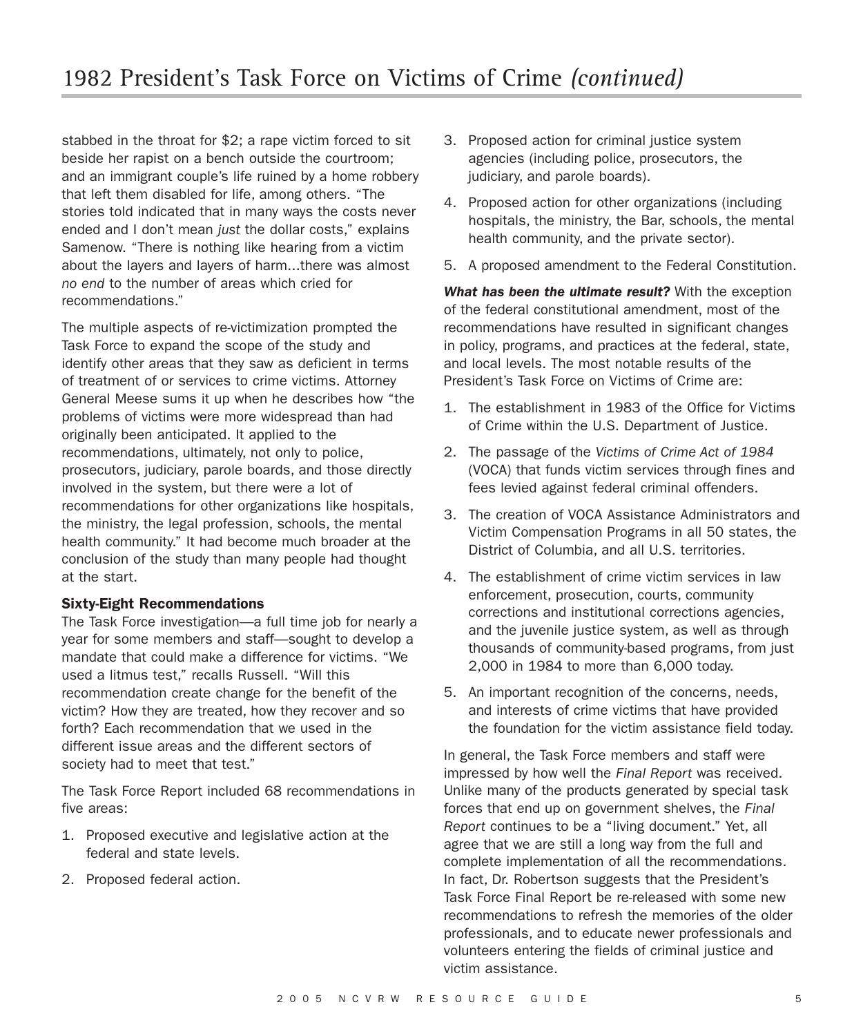stabbed in the throat for $2; a rape victim forced to sit beside her rapist on a bench outside the courtroom; and an immigrant couple's life ruined by a home robbery that left them disabled for life, among others. "The stories told indicated that in many ways the costs never ended and I don't mean *just* the dollar costs," explains Samenow. "There is nothing like hearing from a victim about the layers and layers of harm…there was almost *no end* to the number of areas which cried for recommendations."

The multiple aspects of re-victimization prompted the Task Force to expand the scope of the study and identify other areas that they saw as deficient in terms of treatment of or services to crime victims. Attorney General Meese sums it up when he describes how "the problems of victims were more widespread than had originally been anticipated. It applied to the recommendations, ultimately, not only to police, prosecutors, judiciary, parole boards, and those directly involved in the system, but there were a lot of recommendations for other organizations like hospitals, the ministry, the legal profession, schools, the mental health community." It had become much broader at the conclusion of the study than many people had thought at the start.

### Sixty-Eight Recommendations

The Task Force investigation—a full time job for nearly a year for some members and staff—sought to develop a mandate that could make a difference for victims. "We used a litmus test," recalls Russell. "Will this recommendation create change for the benefit of the victim? How they are treated, how they recover and so forth? Each recommendation that we used in the different issue areas and the different sectors of society had to meet that test."

The Task Force Report included 68 recommendations in five areas:

1. Proposed executive and legislative action at the federal and state levels.
2. Proposed federal action.
3. Proposed action for criminal justice system agencies (including police, prosecutors, the judiciary, and parole boards).
4. Proposed action for other organizations (including hospitals, the ministry, the Bar, schools, the mental health community, and the private sector).
5. A proposed amendment to the Federal Constitution.

***What has been the ultimate result?*** With the exception of the federal constitutional amendment, most of the recommendations have resulted in significant changes in policy, programs, and practices at the federal, state, and local levels. The most notable results of the President's Task Force on Victims of Crime are:

1. The establishment in 1983 of the Office for Victims of Crime within the U.S. Department of Justice.
2. The passage of the *Victims of Crime Act of 1984* (VOCA) that funds victim services through fines and fees levied against federal criminal offenders.
3. The creation of VOCA Assistance Administrators and Victim Compensation Programs in all 50 states, the District of Columbia, and all U.S. territories.
4. The establishment of crime victim services in law enforcement, prosecution, courts, community corrections and institutional corrections agencies, and the juvenile justice system, as well as through thousands of community-based programs, from just 2,000 in 1984 to more than 6,000 today.
5. An important recognition of the concerns, needs, and interests of crime victims that have provided the foundation for the victim assistance field today.

In general, the Task Force members and staff were impressed by how well the *Final Report* was received. Unlike many of the products generated by special task forces that end up on government shelves, the *Final Report* continues to be a "living document." Yet, all agree that we are still a long way from the full and complete implementation of all the recommendations. In fact, Dr. Robertson suggests that the President's Task Force Final Report be re-released with some new recommendations to refresh the memories of the older professionals, and to educate newer professionals and volunteers entering the fields of criminal justice and victim assistance.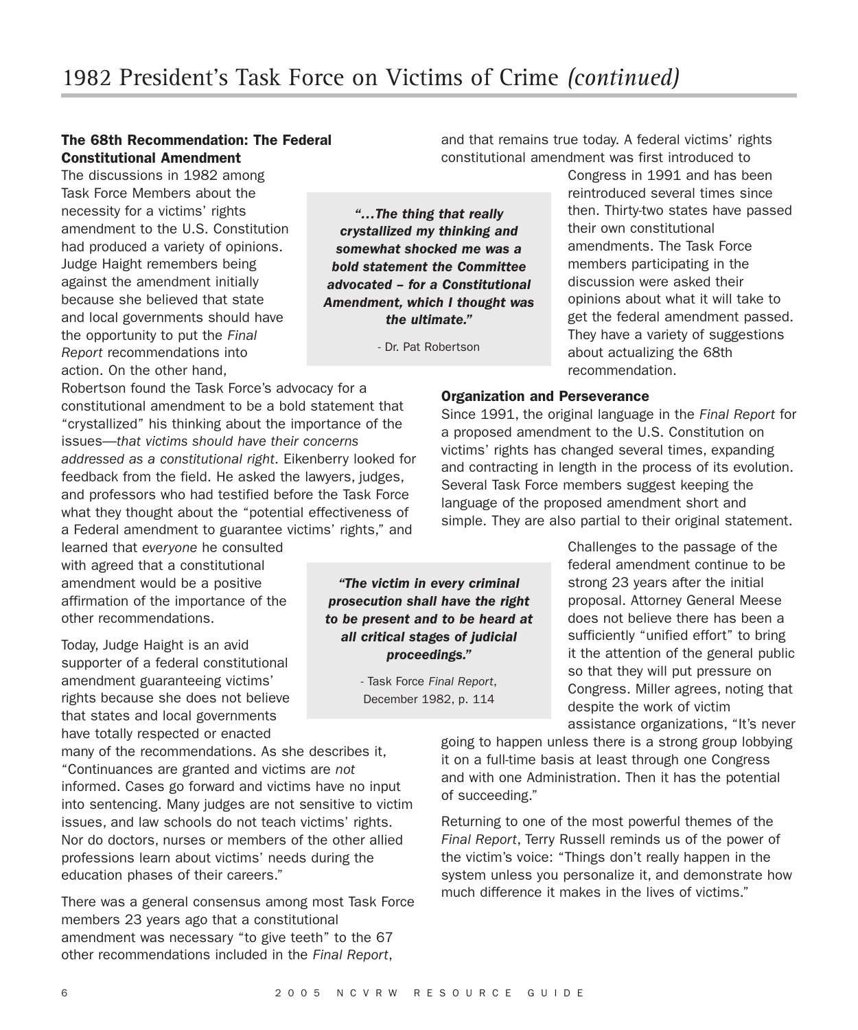# 1982 President's Task Force on Victims of Crime *(continued)*

### The 68th Recommendation: The Federal Constitutional Amendment

The discussions in 1982 among Task Force Members about the necessity for a victims' rights amendment to the U.S. Constitution had produced a variety of opinions. Judge Haight remembers being against the amendment initially because she believed that state and local governments should have the opportunity to put the *Final Report* recommendations into action. On the other hand, Robertson found the Task Force's advocacy for a constitutional amendment to be a bold statement that "crystallized" his thinking about the importance of the issues—*that victims should have their concerns addressed as a constitutional right*. Eikenberry looked for feedback from the field. He asked the lawyers, judges, and professors who had testified before the Task Force what they thought about the "potential effectiveness of a Federal amendment to guarantee victims' rights," and learned that *everyone* he consulted with agreed that a constitutional amendment would be a positive affirmation of the importance of the other recommendations.

> ***"...The thing that really crystallized my thinking and somewhat shocked me was a bold statement the Committee advocated – for a Constitutional Amendment, which I thought was the ultimate."***
>
> \- Dr. Pat Robertson

Today, Judge Haight is an avid supporter of a federal constitutional amendment guaranteeing victims' rights because she does not believe that states and local governments have totally respected or enacted many of the recommendations. As she describes it, "Continuances are granted and victims are *not* informed. Cases go forward and victims have no input into sentencing. Many judges are not sensitive to victim issues, and law schools do not teach victims' rights. Nor do doctors, nurses or members of the other allied professions learn about victims' needs during the education phases of their careers."

> ***"The victim in every criminal prosecution shall have the right to be present and to be heard at all critical stages of judicial proceedings."***
>
> \- Task Force *Final Report*, December 1982, p. 114

There was a general consensus among most Task Force members 23 years ago that a constitutional amendment was necessary "to give teeth" to the 67 other recommendations included in the *Final Report*, and that remains true today. A federal victims' rights constitutional amendment was first introduced to Congress in 1991 and has been reintroduced several times since then. Thirty-two states have passed their own constitutional amendments. The Task Force members participating in the discussion were asked their opinions about what it will take to get the federal amendment passed. They have a variety of suggestions about actualizing the 68th recommendation.

### Organization and Perseverance

Since 1991, the original language in the *Final Report* for a proposed amendment to the U.S. Constitution on victims' rights has changed several times, expanding and contracting in length in the process of its evolution. Several Task Force members suggest keeping the language of the proposed amendment short and simple. They are also partial to their original statement.

Challenges to the passage of the federal amendment continue to be strong 23 years after the initial proposal. Attorney General Meese does not believe there has been a sufficiently "unified effort" to bring it the attention of the general public so that they will put pressure on Congress. Miller agrees, noting that despite the work of victim assistance organizations, "It's never going to happen unless there is a strong group lobbying it on a full-time basis at least through one Congress and with one Administration. Then it has the potential of succeeding."

Returning to one of the most powerful themes of the *Final Report*, Terry Russell reminds us of the power of the victim's voice: "Things don't really happen in the system unless you personalize it, and demonstrate how much difference it makes in the lives of victims."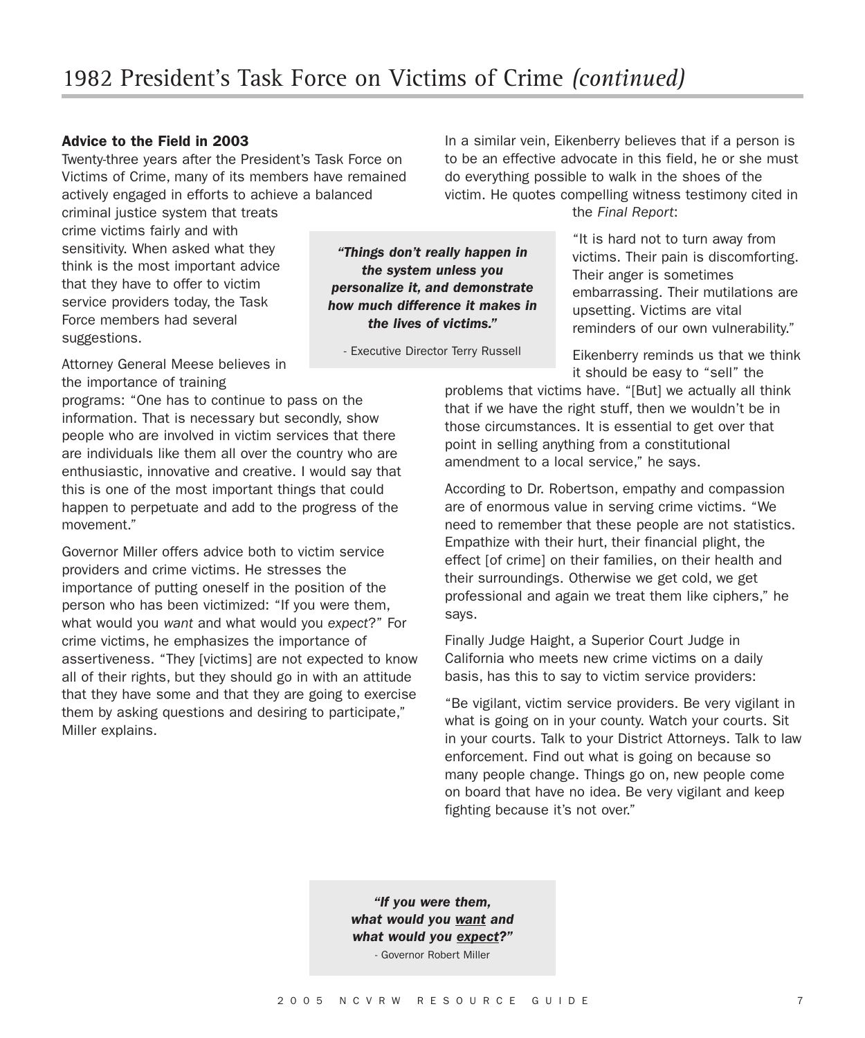# 1982 President's Task Force on Victims of Crime *(continued)*

### Advice to the Field in 2003

Twenty-three years after the President's Task Force on Victims of Crime, many of its members have remained actively engaged in efforts to achieve a balanced criminal justice system that treats crime victims fairly and with sensitivity. When asked what they think is the most important advice that they have to offer to victim service providers today, the Task Force members had several suggestions.

> ***"Things don't really happen in the system unless you personalize it, and demonstrate how much difference it makes in the lives of victims."***
>
> \- Executive Director Terry Russell

Attorney General Meese believes in the importance of training programs: "One has to continue to pass on the information. That is necessary but secondly, show people who are involved in victim services that there are individuals like them all over the country who are enthusiastic, innovative and creative. I would say that this is one of the most important things that could happen to perpetuate and add to the progress of the movement."

Governor Miller offers advice both to victim service providers and crime victims. He stresses the importance of putting oneself in the position of the person who has been victimized: "If you were them, what would you *want* and what would you *expect*?" For crime victims, he emphasizes the importance of assertiveness. "They [victims] are not expected to know all of their rights, but they should go in with an attitude that they have some and that they are going to exercise them by asking questions and desiring to participate," Miller explains.

In a similar vein, Eikenberry believes that if a person is to be an effective advocate in this field, he or she must do everything possible to walk in the shoes of the victim. He quotes compelling witness testimony cited in the *Final Report*:

"It is hard not to turn away from victims. Their pain is discomforting. Their anger is sometimes embarrassing. Their mutilations are upsetting. Victims are vital reminders of our own vulnerability."

Eikenberry reminds us that we think it should be easy to "sell" the problems that victims have. "[But] we actually all think that if we have the right stuff, then we wouldn't be in those circumstances. It is essential to get over that point in selling anything from a constitutional amendment to a local service," he says.

According to Dr. Robertson, empathy and compassion are of enormous value in serving crime victims. "We need to remember that these people are not statistics. Empathize with their hurt, their financial plight, the effect [of crime] on their families, on their health and their surroundings. Otherwise we get cold, we get professional and again we treat them like ciphers," he says.

Finally Judge Haight, a Superior Court Judge in California who meets new crime victims on a daily basis, has this to say to victim service providers:

"Be vigilant, victim service providers. Be very vigilant in what is going on in your county. Watch your courts. Sit in your courts. Talk to your District Attorneys. Talk to law enforcement. Find out what is going on because so many people change. Things go on, new people come on board that have no idea. Be very vigilant and keep fighting because it's not over."

> ***"If you were them, what would you <u>want</u> and what would you <u>expect</u>?"***
>
> \- Governor Robert Miller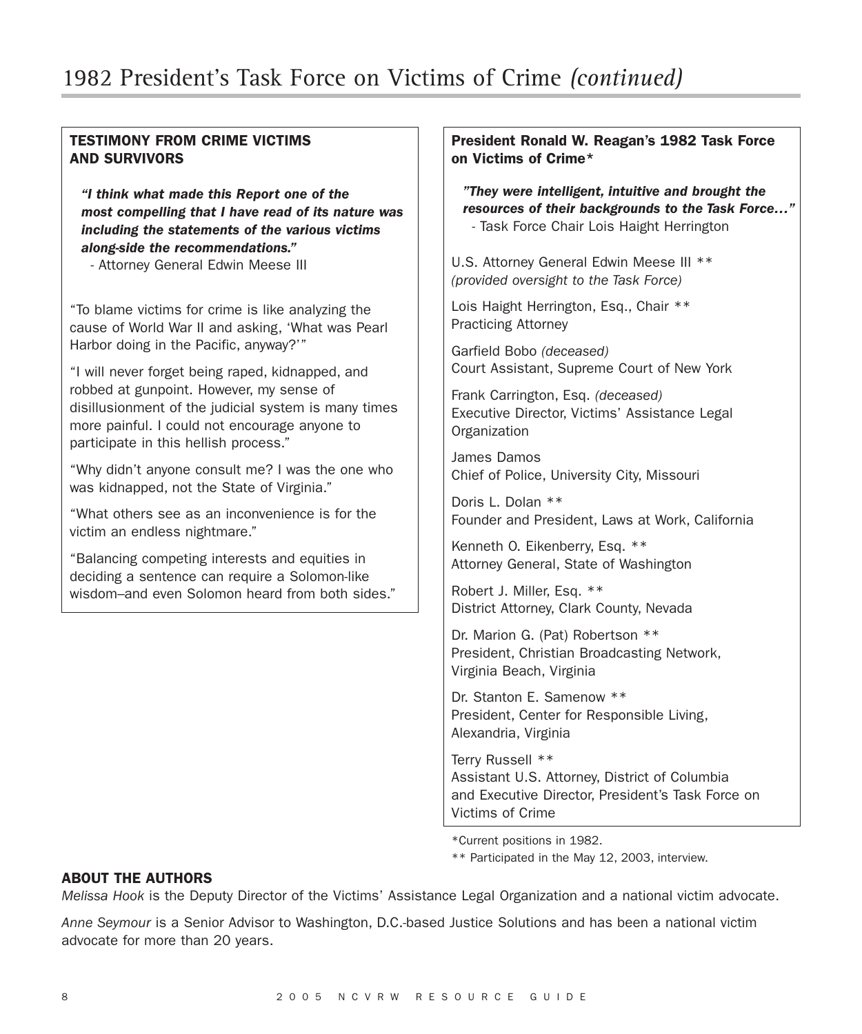# 1982 President's Task Force on Victims of Crime *(continued)*

### TESTIMONY FROM CRIME VICTIMS AND SURVIVORS

***"I think what made this Report one of the most compelling that I have read of its nature was including the statements of the various victims along-side the recommendations."***
- Attorney General Edwin Meese III

"To blame victims for crime is like analyzing the cause of World War II and asking, 'What was Pearl Harbor doing in the Pacific, anyway?'"

"I will never forget being raped, kidnapped, and robbed at gunpoint. However, my sense of disillusionment of the judicial system is many times more painful. I could not encourage anyone to participate in this hellish process."

"Why didn't anyone consult me? I was the one who was kidnapped, not the State of Virginia."

"What others see as an inconvenience is for the victim an endless nightmare."

"Balancing competing interests and equities in deciding a sentence can require a Solomon-like wisdom–and even Solomon heard from both sides."

### President Ronald W. Reagan's 1982 Task Force on Victims of Crime*

***"They were intelligent, intuitive and brought the resources of their backgrounds to the Task Force…"***
- Task Force Chair Lois Haight Herrington

U.S. Attorney General Edwin Meese III **
*(provided oversight to the Task Force)*

Lois Haight Herrington, Esq., Chair **
Practicing Attorney

Garfield Bobo *(deceased)*
Court Assistant, Supreme Court of New York

Frank Carrington, Esq. *(deceased)*
Executive Director, Victims' Assistance Legal Organization

James Damos
Chief of Police, University City, Missouri

Doris L. Dolan **
Founder and President, Laws at Work, California

Kenneth O. Eikenberry, Esq. **
Attorney General, State of Washington

Robert J. Miller, Esq. **
District Attorney, Clark County, Nevada

Dr. Marion G. (Pat) Robertson **
President, Christian Broadcasting Network, Virginia Beach, Virginia

Dr. Stanton E. Samenow **
President, Center for Responsible Living, Alexandria, Virginia

Terry Russell **
Assistant U.S. Attorney, District of Columbia and Executive Director, President's Task Force on Victims of Crime

*Current positions in 1982.

** Participated in the May 12, 2003, interview.

### ABOUT THE AUTHORS

*Melissa Hook* is the Deputy Director of the Victims' Assistance Legal Organization and a national victim advocate.

*Anne Seymour* is a Senior Advisor to Washington, D.C.-based Justice Solutions and has been a national victim advocate for more than 20 years.